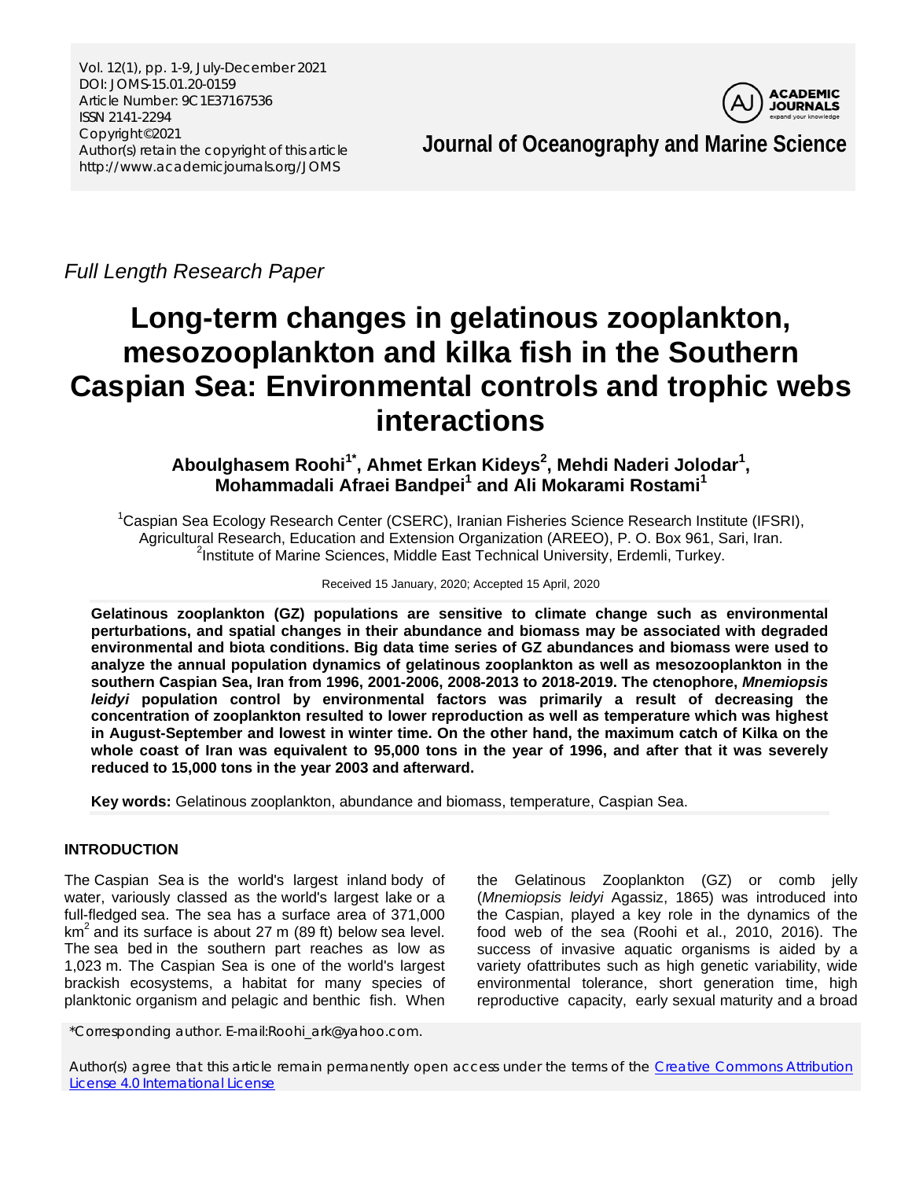*Full Length Research Paper*

# Long-term changes in gelatinous zooplankton, mesozooplankton and kilka fish in the Southern Caspian Sea: Environmental controls and trophic webs interactions

**Aboulghasem Roohi[1*], Ahmet Erkan Kideys[2], Mehdi Naderi Jolodar[1], Mohammadali Afraei Bandpei[1] and Ali Mokarami Rostami[1]**

[1]Caspian Sea Ecology Research Center (CSERC), Iranian Fisheries Science Research Institute (IFSRI), Agricultural Research, Education and Extension Organization (AREEO), P. O. Box 961, Sari, Iran.
[2]Institute of Marine Sciences, Middle East Technical University, Erdemli, Turkey.

Received 15 January, 2020; Accepted 15 April, 2020

**Gelatinous zooplankton (GZ) populations are sensitive to climate change such as environmental perturbations, and spatial changes in their abundance and biomass may be associated with degraded environmental and biota conditions. Big data time series of GZ abundances and biomass were used to analyze the annual population dynamics of gelatinous zooplankton as well as mesozooplankton in the southern Caspian Sea, Iran from 1996, 2001-2006, 2008-2013 to 2018-2019. The ctenophore, *Mnemiopsis leidyi* population control by environmental factors was primarily a result of decreasing the concentration of zooplankton resulted to lower reproduction as well as temperature which was highest in August-September and lowest in winter time. On the other hand, the maximum catch of Kilka on the whole coast of Iran was equivalent to 95,000 tons in the year of 1996, and after that it was severely reduced to 15,000 tons in the year 2003 and afterward.**

**Key words:** Gelatinous zooplankton, abundance and biomass, temperature, Caspian Sea.

## INTRODUCTION

The Caspian Sea is the world's largest inland body of water, variously classed as the world's largest lake or a full-fledged sea. The sea has a surface area of 371,000 km$^2$ and its surface is about 27 m (89 ft) below sea level. The sea bed in the southern part reaches as low as 1,023 m. The Caspian Sea is one of the world's largest brackish ecosystems, a habitat for many species of planktonic organism and pelagic and benthic fish. When the Gelatinous Zooplankton (GZ) or comb jelly (*Mnemiopsis leidyi* Agassiz, 1865) was introduced into the Caspian, played a key role in the dynamics of the food web of the sea (Roohi et al., 2010, 2016). The success of invasive aquatic organisms is aided by a variety ofattributes such as high genetic variability, wide environmental tolerance, short generation time, high reproductive capacity, early sexual maturity and a broad

*Corresponding author. E-mail:Roohi_ark@yahoo.com.

Author(s) agree that this article remain permanently open access under the terms of the Creative Commons Attribution License 4.0 International License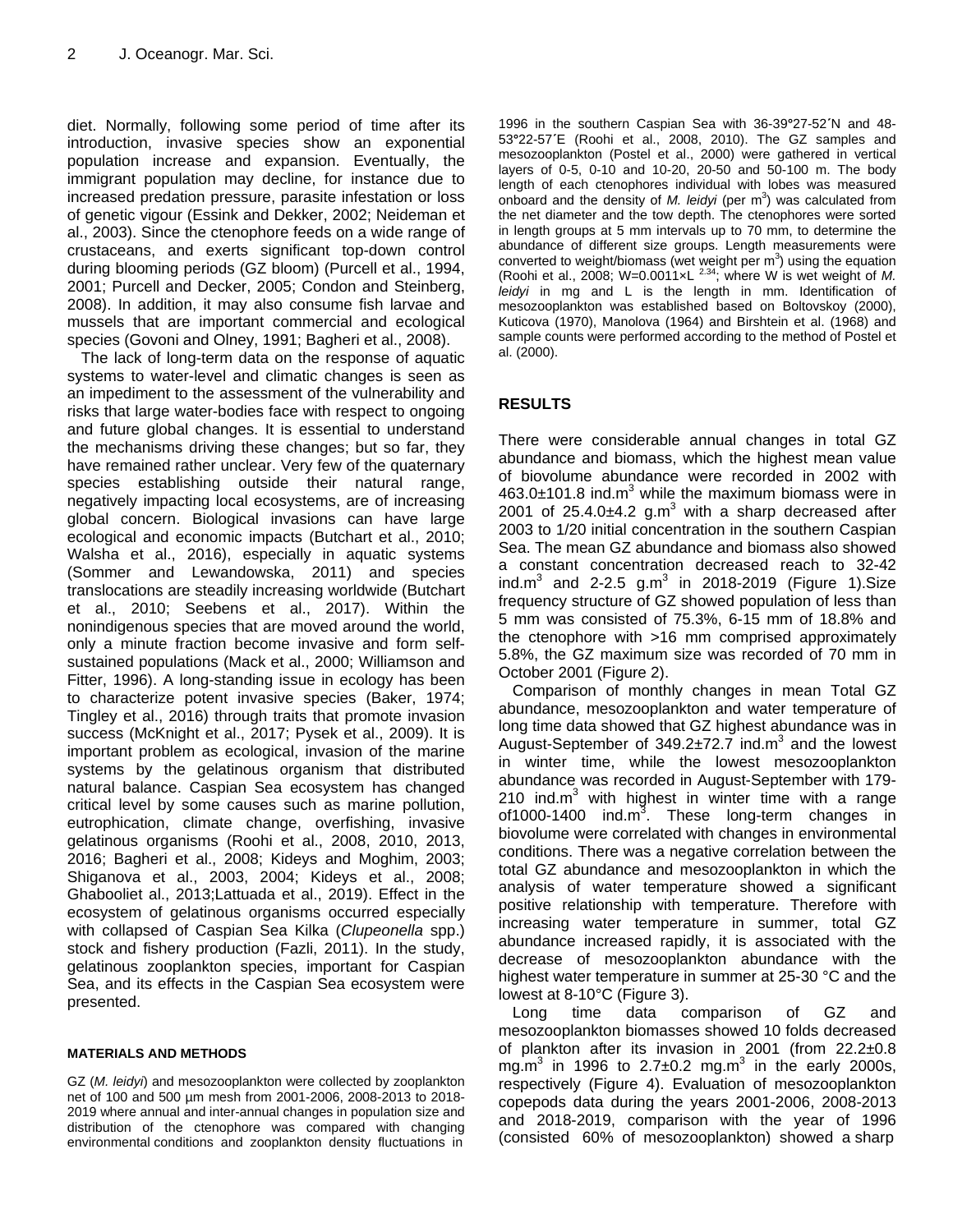diet. Normally, following some period of time after its introduction, invasive species show an exponential population increase and expansion. Eventually, the immigrant population may decline, for instance due to increased predation pressure, parasite infestation or loss of genetic vigour (Essink and Dekker, 2002; Neideman et al., 2003). Since the ctenophore feeds on a wide range of crustaceans, and exerts significant top-down control during blooming periods (GZ bloom) (Purcell et al., 1994, 2001; Purcell and Decker, 2005; Condon and Steinberg, 2008). In addition, it may also consume fish larvae and mussels that are important commercial and ecological species (Govoni and Olney, 1991; Bagheri et al., 2008).

The lack of long-term data on the response of aquatic systems to water-level and climatic changes is seen as an impediment to the assessment of the vulnerability and risks that large water-bodies face with respect to ongoing and future global changes. It is essential to understand the mechanisms driving these changes; but so far, they have remained rather unclear. Very few of the quaternary species establishing outside their natural range, negatively impacting local ecosystems, are of increasing global concern. Biological invasions can have large ecological and economic impacts (Butchart et al., 2010; Walsha et al., 2016), especially in aquatic systems (Sommer and Lewandowska, 2011) and species translocations are steadily increasing worldwide (Butchart et al., 2010; Seebens et al., 2017). Within the nonindigenous species that are moved around the world, only a minute fraction become invasive and form self-sustained populations (Mack et al., 2000; Williamson and Fitter, 1996). A long-standing issue in ecology has been to characterize potent invasive species (Baker, 1974; Tingley et al., 2016) through traits that promote invasion success (McKnight et al., 2017; Pysek et al., 2009). It is important problem as ecological, invasion of the marine systems by the gelatinous organism that distributed natural balance. Caspian Sea ecosystem has changed critical level by some causes such as marine pollution, eutrophication, climate change, overfishing, invasive gelatinous organisms (Roohi et al., 2008, 2010, 2013, 2016; Bagheri et al., 2008; Kideys and Moghim, 2003; Shiganova et al., 2003, 2004; Kideys et al., 2008; Ghabooliet al., 2013;Lattuada et al., 2019). Effect in the ecosystem of gelatinous organisms occurred especially with collapsed of Caspian Sea Kilka (*Clupeonella* spp.) stock and fishery production (Fazli, 2011). In the study, gelatinous zooplankton species, important for Caspian Sea, and its effects in the Caspian Sea ecosystem were presented.

## MATERIALS AND METHODS

GZ (*M. leidyi*) and mesozooplankton were collected by zooplankton net of 100 and 500 µm mesh from 2001-2006, 2008-2013 to 2018-2019 where annual and inter-annual changes in population size and distribution of the ctenophore was compared with changing environmental conditions and zooplankton density fluctuations in 1996 in the southern Caspian Sea with 36-39°27-52´N and 48-53°22-57´E (Roohi et al., 2008, 2010). The GZ samples and mesozooplankton (Postel et al., 2000) were gathered in vertical layers of 0-5, 0-10 and 10-20, 20-50 and 50-100 m. The body length of each ctenophores individual with lobes was measured onboard and the density of *M. leidyi* (per $m^3$) was calculated from the net diameter and the tow depth. The ctenophores were sorted in length groups at 5 mm intervals up to 70 mm, to determine the abundance of different size groups. Length measurements were converted to weight/biomass (wet weight per $m^3$) using the equation (Roohi et al., 2008; $W=0.0011 \times L^{2.34}$; where W is wet weight of *M. leidyi* in mg and L is the length in mm. Identification of mesozooplankton was established based on Boltovskoy (2000), Kuticova (1970), Manolova (1964) and Birshtein et al. (1968) and sample counts were performed according to the method of Postel et al. (2000).

## RESULTS

There were considerable annual changes in total GZ abundance and biomass, which the highest mean value of biovolume abundance were recorded in 2002 with 463.0±101.8 ind.$m^3$ while the maximum biomass were in 2001 of 25.4.0±4.2 g.$m^3$ with a sharp decreased after 2003 to 1/20 initial concentration in the southern Caspian Sea. The mean GZ abundance and biomass also showed a constant concentration decreased reach to 32-42 ind.$m^3$ and 2-2.5 g.$m^3$ in 2018-2019 (Figure 1).Size frequency structure of GZ showed population of less than 5 mm was consisted of 75.3%, 6-15 mm of 18.8% and the ctenophore with >16 mm comprised approximately 5.8%, the GZ maximum size was recorded of 70 mm in October 2001 (Figure 2).

Comparison of monthly changes in mean Total GZ abundance, mesozooplankton and water temperature of long time data showed that GZ highest abundance was in August-September of 349.2±72.7 ind.$m^3$ and the lowest in winter time, while the lowest mesozooplankton abundance was recorded in August-September with 179-210 ind.$m^3$ with highest in winter time with a range of1000-1400 ind.$m^3$. These long-term changes in biovolume were correlated with changes in environmental conditions. There was a negative correlation between the total GZ abundance and mesozooplankton in which the analysis of water temperature showed a significant positive relationship with temperature. Therefore with increasing water temperature in summer, total GZ abundance increased rapidly, it is associated with the decrease of mesozooplankton abundance with the highest water temperature in summer at 25-30 °C and the lowest at 8-10°C (Figure 3).

Long time data comparison of GZ and mesozooplankton biomasses showed 10 folds decreased of plankton after its invasion in 2001 (from 22.2±0.8 mg.$m^3$ in 1996 to 2.7±0.2 mg.$m^3$ in the early 2000s, respectively (Figure 4). Evaluation of mesozooplankton copepods data during the years 2001-2006, 2008-2013 and 2018-2019, comparison with the year of 1996 (consisted 60% of mesozooplankton) showed a sharp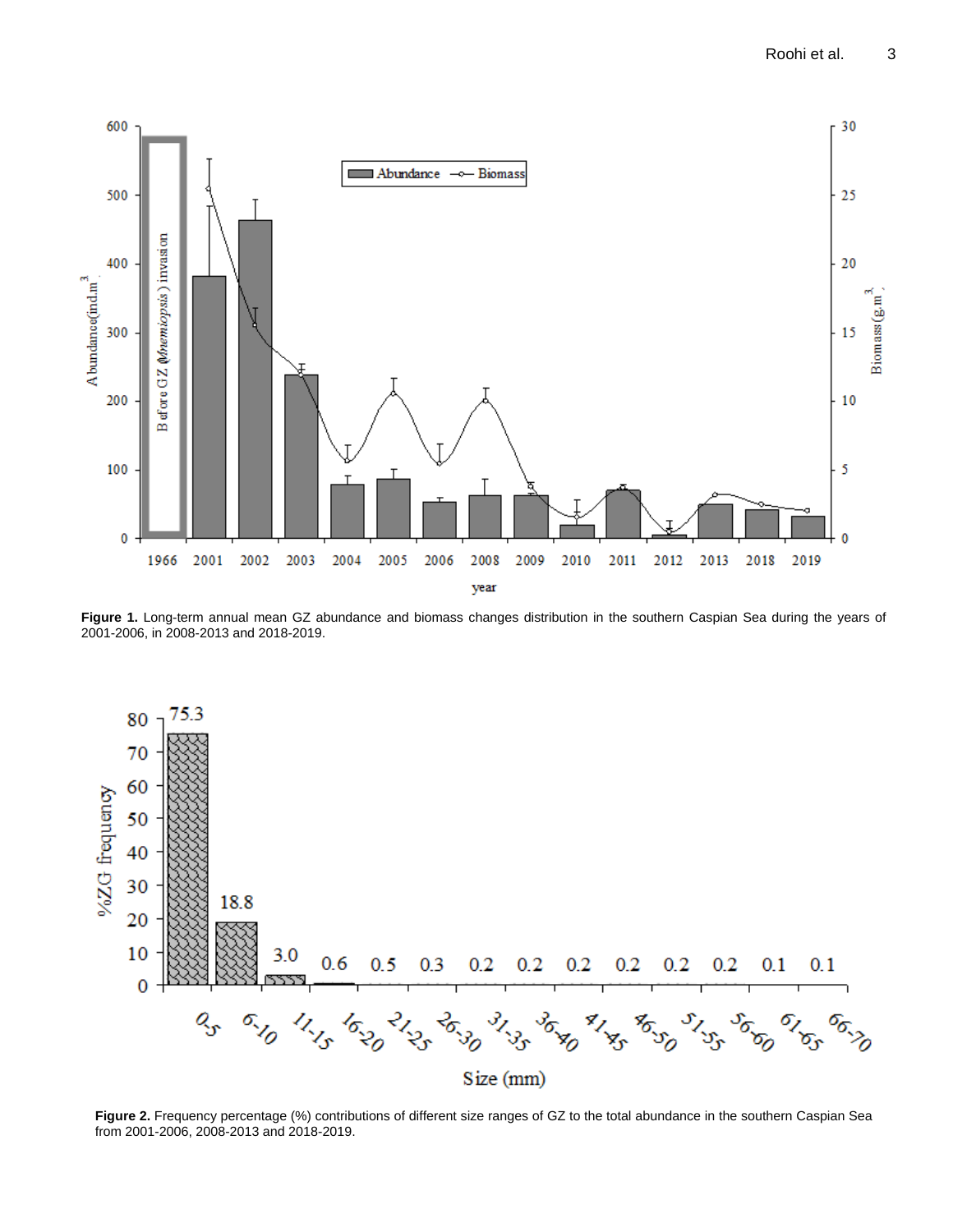**Figure 1.** Long-term annual mean GZ abundance and biomass changes distribution in the southern Caspian Sea during the years of 2001-2006, in 2008-2013 and 2018-2019.

**Figure 2.** Frequency percentage (%) contributions of different size ranges of GZ to the total abundance in the southern Caspian Sea from 2001-2006, 2008-2013 and 2018-2019.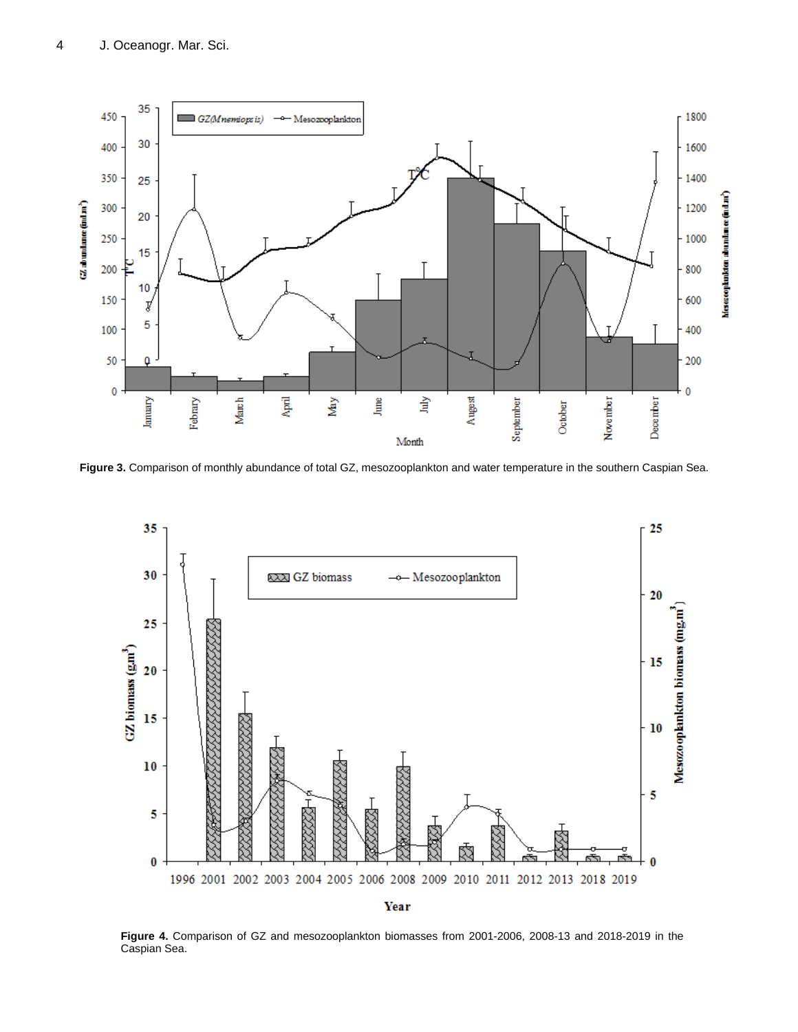**Figure 3.** Comparison of monthly abundance of total GZ, mesozooplankton and water temperature in the southern Caspian Sea.

**Figure 4.** Comparison of GZ and mesozooplankton biomasses from 2001-2006, 2008-13 and 2018-2019 in the Caspian Sea.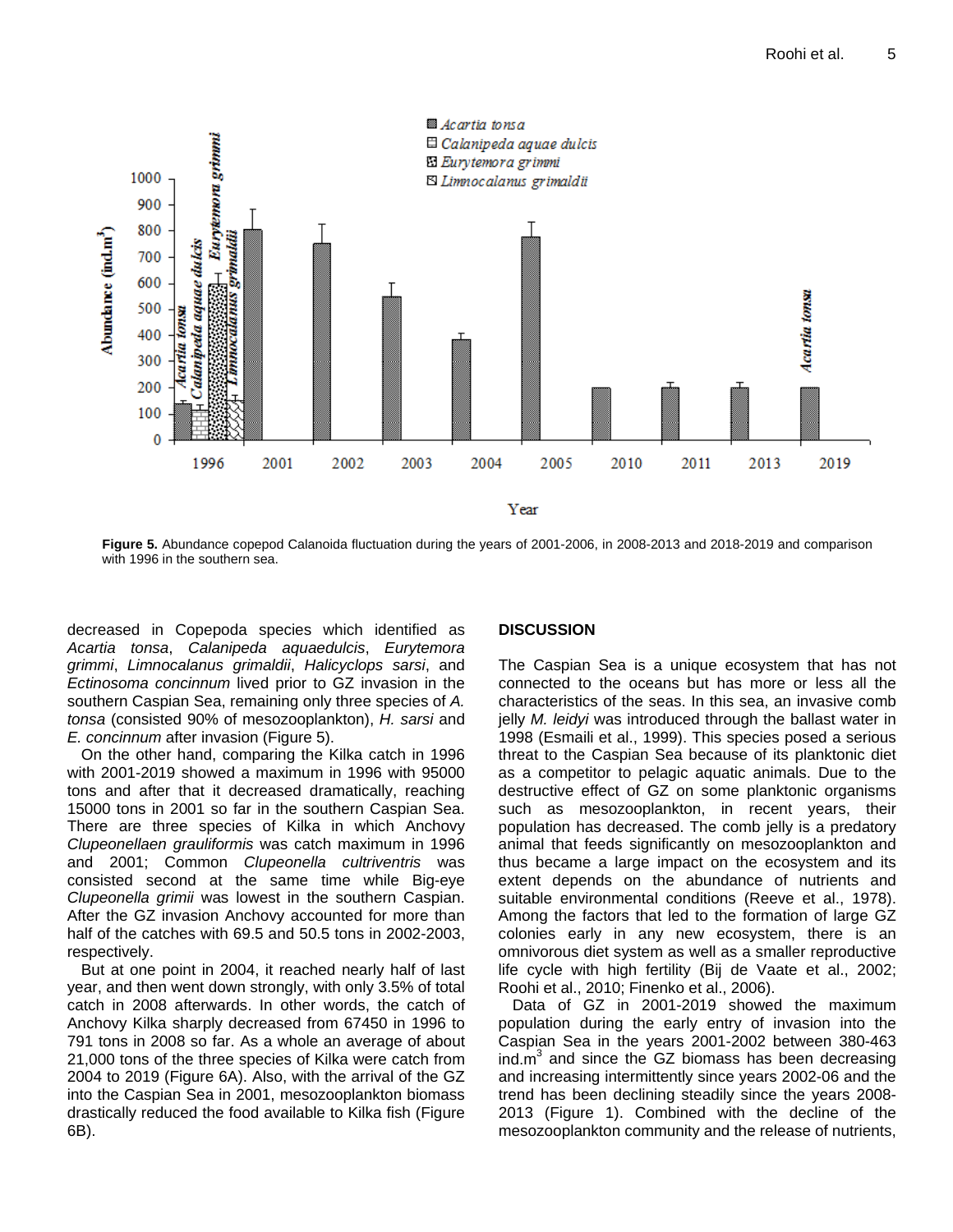**Figure 5.** Abundance copepod Calanoida fluctuation during the years of 2001-2006, in 2008-2013 and 2018-2019 and comparison with 1996 in the southern sea.

decreased in Copepoda species which identified as *Acartia tonsa*, *Calanipeda aquaedulcis*, *Eurytemora grimmi*, *Limnocalanus grimaldii*, *Halicyclops sarsi*, and *Ectinosoma concinnum* lived prior to GZ invasion in the southern Caspian Sea, remaining only three species of *A. tonsa* (consisted 90% of mesozooplankton), *H. sarsi* and *E. concinnum* after invasion (Figure 5).

On the other hand, comparing the Kilka catch in 1996 with 2001-2019 showed a maximum in 1996 with 95000 tons and after that it decreased dramatically, reaching 15000 tons in 2001 so far in the southern Caspian Sea. There are three species of Kilka in which Anchovy *Clupeonellaen grauliformis* was catch maximum in 1996 and 2001; Common *Clupeonella cultriventris* was consisted second at the same time while Big-eye *Clupeonella grimii* was lowest in the southern Caspian. After the GZ invasion Anchovy accounted for more than half of the catches with 69.5 and 50.5 tons in 2002-2003, respectively.

But at one point in 2004, it reached nearly half of last year, and then went down strongly, with only 3.5% of total catch in 2008 afterwards. In other words, the catch of Anchovy Kilka sharply decreased from 67450 in 1996 to 791 tons in 2008 so far. As a whole an average of about 21,000 tons of the three species of Kilka were catch from 2004 to 2019 (Figure 6A). Also, with the arrival of the GZ into the Caspian Sea in 2001, mesozooplankton biomass drastically reduced the food available to Kilka fish (Figure 6B).

## DISCUSSION

The Caspian Sea is a unique ecosystem that has not connected to the oceans but has more or less all the characteristics of the seas. In this sea, an invasive comb jelly *M. leidyi* was introduced through the ballast water in 1998 (Esmaili et al., 1999). This species posed a serious threat to the Caspian Sea because of its planktonic diet as a competitor to pelagic aquatic animals. Due to the destructive effect of GZ on some planktonic organisms such as mesozooplankton, in recent years, their population has decreased. The comb jelly is a predatory animal that feeds significantly on mesozooplankton and thus became a large impact on the ecosystem and its extent depends on the abundance of nutrients and suitable environmental conditions (Reeve et al., 1978). Among the factors that led to the formation of large GZ colonies early in any new ecosystem, there is an omnivorous diet system as well as a smaller reproductive life cycle with high fertility (Bij de Vaate et al., 2002; Roohi et al., 2010; Finenko et al., 2006).

Data of GZ in 2001-2019 showed the maximum population during the early entry of invasion into the Caspian Sea in the years 2001-2002 between 380-463 ind.m$^3$ and since the GZ biomass has been decreasing and increasing intermittently since years 2002-06 and the trend has been declining steadily since the years 2008-2013 (Figure 1). Combined with the decline of the mesozooplankton community and the release of nutrients,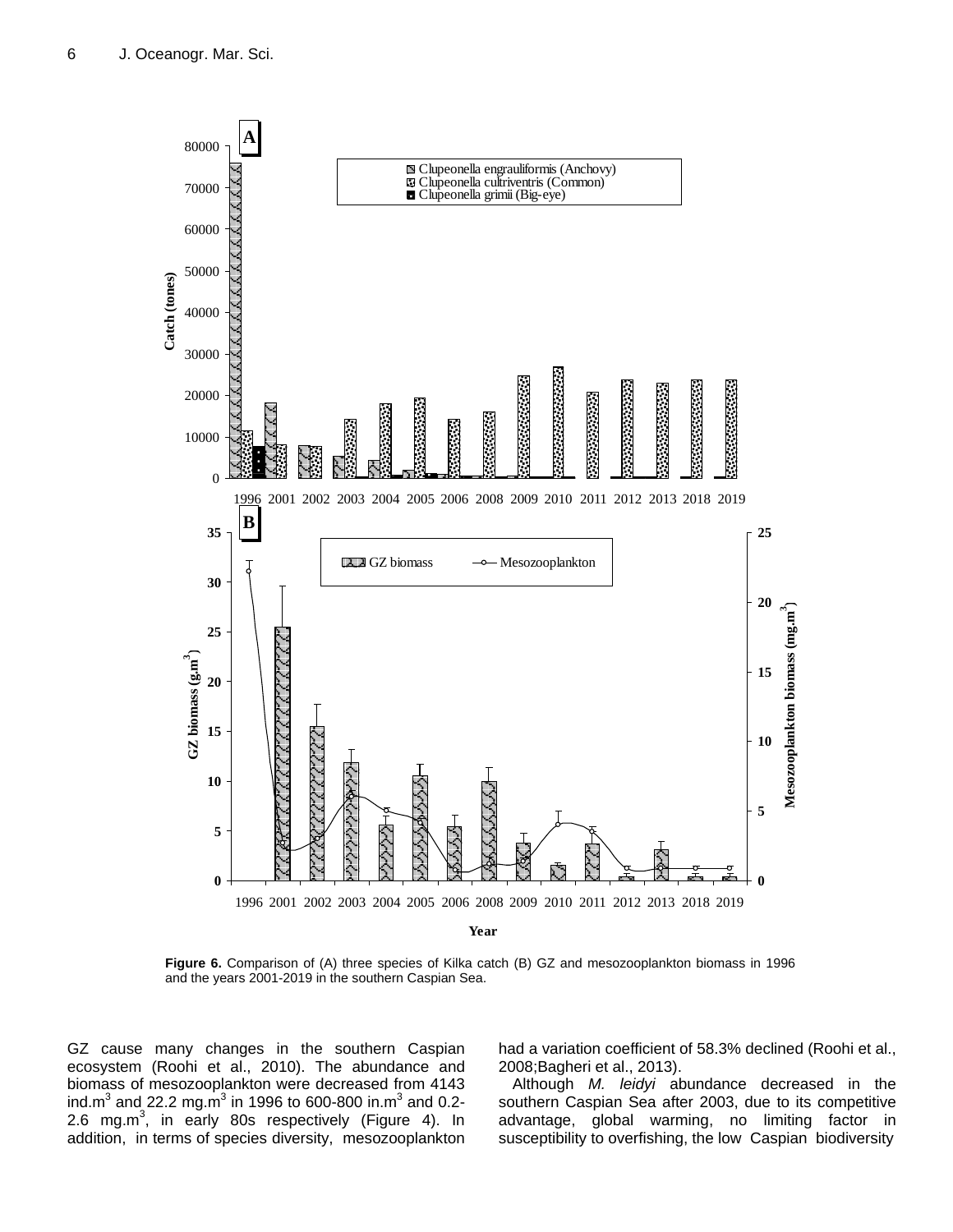**Figure 6.** Comparison of (A) three species of Kilka catch (B) GZ and mesozooplankton biomass in 1996 and the years 2001-2019 in the southern Caspian Sea.

GZ cause many changes in the southern Caspian ecosystem (Roohi et al., 2010). The abundance and biomass of mesozooplankton were decreased from 4143 ind.m$^3$ and 22.2 mg.m$^3$ in 1996 to 600-800 in.m$^3$ and 0.2-2.6 mg.m$^3$, in early 80s respectively (Figure 4). In addition, in terms of species diversity, mesozooplankton had a variation coefficient of 58.3% declined (Roohi et al., 2008;Bagheri et al., 2013).

Although *M. leidyi* abundance decreased in the southern Caspian Sea after 2003, due to its competitive advantage, global warming, no limiting factor in susceptibility to overfishing, the low Caspian biodiversity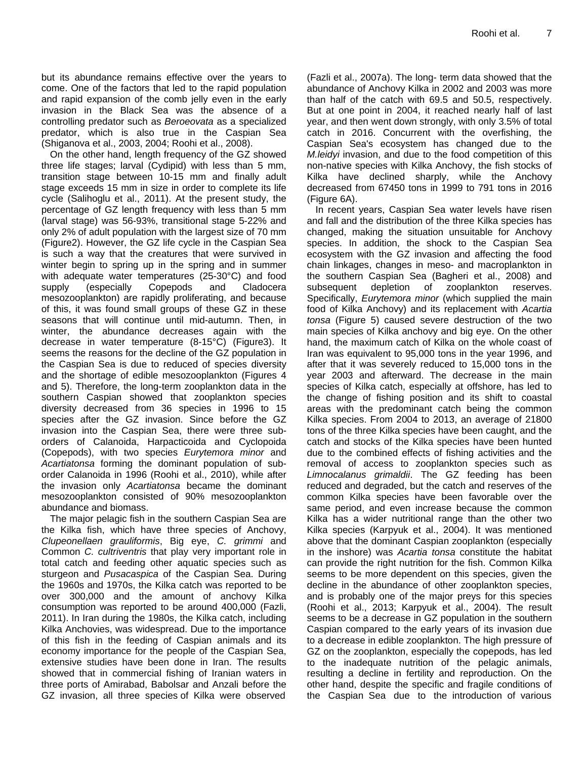but its abundance remains effective over the years to come. One of the factors that led to the rapid population and rapid expansion of the comb jelly even in the early invasion in the Black Sea was the absence of a controlling predator such as *Beroeovata* as a specialized predator, which is also true in the Caspian Sea (Shiganova et al., 2003, 2004; Roohi et al., 2008).

On the other hand, length frequency of the GZ showed three life stages; larval (Cydipid) with less than 5 mm, transition stage between 10-15 mm and finally adult stage exceeds 15 mm in size in order to complete its life cycle (Salihoglu et al., 2011). At the present study, the percentage of GZ length frequency with less than 5 mm (larval stage) was 56-93%, transitional stage 5-22% and only 2% of adult population with the largest size of 70 mm (Figure2). However, the GZ life cycle in the Caspian Sea is such a way that the creatures that were survived in winter begin to spring up in the spring and in summer with adequate water temperatures (25-30°C) and food supply (especially Copepods and Cladocera mesozooplankton) are rapidly proliferating, and because of this, it was found small groups of these GZ in these seasons that will continue until mid-autumn. Then, in winter, the abundance decreases again with the decrease in water temperature (8-15°C) (Figure3). It seems the reasons for the decline of the GZ population in the Caspian Sea is due to reduced of species diversity and the shortage of edible mesozooplankton (Figures 4 and 5). Therefore, the long-term zooplankton data in the southern Caspian showed that zooplankton species diversity decreased from 36 species in 1996 to 15 species after the GZ invasion. Since before the GZ invasion into the Caspian Sea, there were three sub-orders of Calanoida, Harpacticoida and Cyclopoida (Copepods), with two species *Eurytemora minor* and *Acartiatonsa* forming the dominant population of sub-order Calanoida in 1996 (Roohi et al., 2010), while after the invasion only *Acartiatonsa* became the dominant mesozooplankton consisted of 90% mesozooplankton abundance and biomass.

The major pelagic fish in the southern Caspian Sea are the Kilka fish, which have three species of Anchovy, *Clupeonellaen grauliformis*, Big eye, *C. grimmi* and Common *C. cultriventris* that play very important role in total catch and feeding other aquatic species such as sturgeon and *Pusacaspica* of the Caspian Sea. During the 1960s and 1970s, the Kilka catch was reported to be over 300,000 and the amount of anchovy Kilka consumption was reported to be around 400,000 (Fazli, 2011). In Iran during the 1980s, the Kilka catch, including Kilka Anchovies, was widespread. Due to the importance of this fish in the feeding of Caspian animals and its economy importance for the people of the Caspian Sea, extensive studies have been done in Iran. The results showed that in commercial fishing of Iranian waters in three ports of Amirabad, Babolsar and Anzali before the GZ invasion, all three species of Kilka were observed (Fazli et al., 2007a). The long- term data showed that the abundance of Anchovy Kilka in 2002 and 2003 was more than half of the catch with 69.5 and 50.5, respectively. But at one point in 2004, it reached nearly half of last year, and then went down strongly, with only 3.5% of total catch in 2016. Concurrent with the overfishing, the Caspian Sea's ecosystem has changed due to the *M.leidyi* invasion, and due to the food competition of this non-native species with Kilka Anchovy, the fish stocks of Kilka have declined sharply, while the Anchovy decreased from 67450 tons in 1999 to 791 tons in 2016 (Figure 6A).

In recent years, Caspian Sea water levels have risen and fall and the distribution of the three Kilka species has changed, making the situation unsuitable for Anchovy species. In addition, the shock to the Caspian Sea ecosystem with the GZ invasion and affecting the food chain linkages, changes in meso- and macroplankton in the southern Caspian Sea (Bagheri et al., 2008) and subsequent depletion of zooplankton reserves. Specifically, *Eurytemora minor* (which supplied the main food of Kilka Anchovy) and its replacement with *Acartia tonsa* (Figure 5) caused severe destruction of the two main species of Kilka anchovy and big eye. On the other hand, the maximum catch of Kilka on the whole coast of Iran was equivalent to 95,000 tons in the year 1996, and after that it was severely reduced to 15,000 tons in the year 2003 and afterward. The decrease in the main species of Kilka catch, especially at offshore, has led to the change of fishing position and its shift to coastal areas with the predominant catch being the common Kilka species. From 2004 to 2013, an average of 21800 tons of the three Kilka species have been caught, and the catch and stocks of the Kilka species have been hunted due to the combined effects of fishing activities and the removal of access to zooplankton species such as *Limnocalanus grimaldii*. The GZ feeding has been reduced and degraded, but the catch and reserves of the common Kilka species have been favorable over the same period, and even increase because the common Kilka has a wider nutritional range than the other two Kilka species (Karpyuk et al., 2004). It was mentioned above that the dominant Caspian zooplankton (especially in the inshore) was *Acartia tonsa* constitute the habitat can provide the right nutrition for the fish. Common Kilka seems to be more dependent on this species, given the decline in the abundance of other zooplankton species, and is probably one of the major preys for this species (Roohi et al., 2013; Karpyuk et al., 2004). The result seems to be a decrease in GZ population in the southern Caspian compared to the early years of its invasion due to a decrease in edible zooplankton. The high pressure of GZ on the zooplankton, especially the copepods, has led to the inadequate nutrition of the pelagic animals, resulting a decline in fertility and reproduction. On the other hand, despite the specific and fragile conditions of the Caspian Sea due to the introduction of various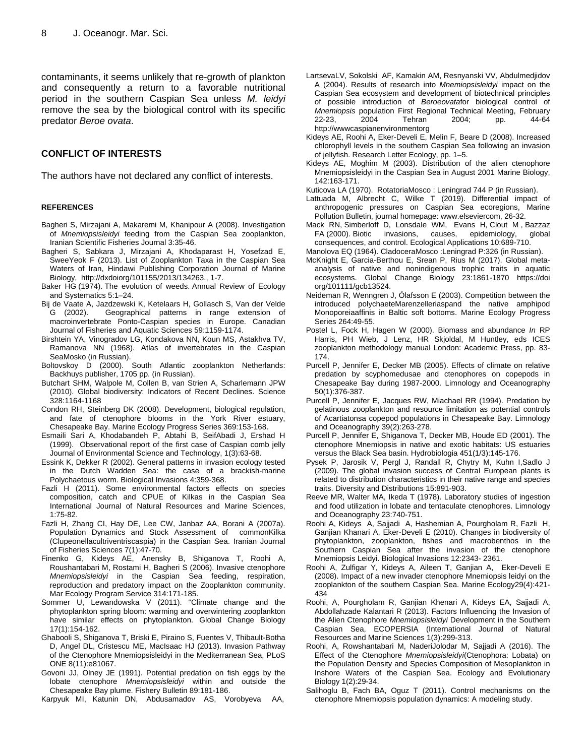contaminants, it seems unlikely that re-growth of plankton and consequently a return to a favorable nutritional period in the southern Caspian Sea unless *M. leidyi* remove the sea by the biological control with its specific predator *Beroe ovata*.

## CONFLICT OF INTERESTS

The authors have not declared any conflict of interests.

## REFERENCES

Bagheri S, Mirzajani A, Makaremi M, Khanipour A (2008). Investigation of *Mnemiopsisleidyi* feeding from the Caspian Sea zooplankton, Iranian Scientific Fisheries Journal 3:35-46.

Bagheri S, Sabkara J, Mirzajani A, Khodaparast H, Yosefzad E, SweeYeok F (2013). List of Zooplankton Taxa in the Caspian Sea Waters of Iran, Hindawi Publishing Corporation Journal of Marine Biology, http://dxdoiorg/101155/2013/134263., 1-7.

Baker HG (1974). The evolution of weeds. Annual Review of Ecology and Systematics 5:1–24.

Bij de Vaate A, Jazdzewski K, Ketelaars H, Gollasch S, Van der Velde G (2002). Geographical patterns in range extension of macroinvertebrate Ponto-Caspian species in Europe. Canadian Journal of Fisheries and Aquatic Sciences 59:1159-1174.

Birshtein YA, Vinogradov LG, Kondakova NN, Koun MS, Astakhva TV, Ramanova NN (1968). Atlas of invertebrates in the Caspian SeaMosko (in Russian).

Boltovskoy D (2000). South Atlantic zooplankton Netherlands: Backhuys publisher, 1705 pp. (in Russian).

Butchart SHM, Walpole M, Collen B, van Strien A, Scharlemann JPW (2010). Global biodiversity: Indicators of Recent Declines. Science 328:1164-1168

Condon RH, Steinberg DK (2008). Development, biological regulation, and fate of ctenophore blooms in the York River estuary, Chesapeake Bay. Marine Ecology Progress Series 369:153-168.

Esmaili Sari A, Khodabandeh P, Abtahi B, SeifAbadi J, Ershad H (1999). Observational report of the first case of Caspian comb jelly Journal of Environmental Science and Technology, 1(3):63-68.

Essink K, Dekker R (2002). General patterns in invasion ecology tested in the Dutch Wadden Sea: the case of a brackish-marine Polychaetous worm. Biological Invasions 4:359-368.

Fazli H (2011). Some environmental factors effects on species composition, catch and CPUE of Kilkas in the Caspian Sea International Journal of Natural Resources and Marine Sciences, 1:75-82.

Fazli H, Zhang CI, Hay DE, Lee CW, Janbaz AA, Borani A (2007a). Population Dynamics and Stock Assessment of commonKilka (Clupeonellacultriventriscaspia) in the Caspian Sea. Iranian Journal of Fisheries Sciences 7(1):47-70.

Finenko G, Kideys AE, Anensky B, Shiganova T, Roohi A, Roushantabari M, Rostami H, Bagheri S (2006). Invasive ctenophore *Mnemiopsisleidyi* in the Caspian Sea feeding, respiration, reproduction and predatory impact on the Zooplankton community. Mar Ecology Program Service 314:171-185.

Sommer U, Lewandowska V (2011). "Climate change and the phytoplankton spring bloom: warming and overwintering zooplankton have similar effects on phytoplankton. Global Change Biology 17(1):154-162.

Ghabooli S, Shiganova T, Briski E, Piraino S, Fuentes V, Thibault-Botha D, Angel DL, Cristescu ME, MacIsaac HJ (2013). Invasion Pathway of the Ctenophore Mnemiopsisleidyi in the Mediterranean Sea, PLoS ONE 8(11):e81067.

Govoni JJ, Olney JE (1991). Potential predation on fish eggs by the lobate ctenophore *Mnemiopsisleidyi* within and outside the Chesapeake Bay plume. Fishery Bulletin 89:181-186.

Karpyuk MI, Katunin DN, Abdusamadov AS, Vorobyeva AA, LartsevaLV, Sokolski AF, Kamakin AM, Resnyanski VV, Abdulmedjidov A (2004). Results of research into *Mnemiopsisleidyi* impact on the Caspian Sea ecosystem and development of biotechnical principles of possible introduction of *Beroeovata*for biological control of *Mnemiopsis* population First Regional Technical Meeting, February 22-23, 2004 Tehran 2004; pp. 44-64 http://wwwcaspianenvironmentorg

Kideys AE, Roohi A, Eker-Develi E, Melin F, Beare D (2008). Increased chlorophyll levels in the southern Caspian Sea following an invasion of jellyfish. Research Letter Ecology, pp. 1–5.

Kideys AE, Moghim M (2003). Distribution of the alien ctenophore Mnemiopsisleidyi in the Caspian Sea in August 2001 Marine Biology, 142:163-171.

Kuticova LA (1970). RotatoriaMosco : Leningrad 744 P (in Russian).

Lattuada M, Albrecht C, Wilke T (2019). Differential impact of anthropogenic pressures on Caspian Sea ecoregions, Marine Pollution Bulletin, journal homepage: www.elseviercom, 26-32.

Mack RN, Simberloff D, Lonsdale WM, Evans H, Clout M , Bazzaz FA (2000). Biotic invasions, causes, epidemiology, global consequences, and control. Ecological Applications 10:689-710.

Manolova EQ (1964). CladoceraMosco :Leningrad P:326 (in Russian).

McKnight E, Garcia-Berthou E, Srean P, Rius M (2017). Global meta-analysis of native and nonindigenous trophic traits in aquatic ecosystems. Global Change Biology 23:1861-1870 https://doi org/101111/gcb13524.

Neideman R, Wenngren J, Ólafsson E (2003). Competition between the introduced polychaeteMarenzelleriaspand the native amphipod Monoporeiaaffinis in Baltic soft bottoms. Marine Ecology Progress Series 264:49-55.

Postel L, Fock H, Hagen W (2000). Biomass and abundance *In* RP Harris, PH Wieb, J Lenz, HR Skjoldal, M Huntley, eds ICES zooplankton methodology manual London: Academic Press, pp. 83-174.

Purcell P, Jennifer E, Decker MB (2005). Effects of climate on relative predation by scyphomedusae and ctenophores on copepods in Chesapeake Bay during 1987-2000. Limnology and Oceanography 50(1):376-387.

Purcell P, Jennifer E, Jacques RW, Miachael RR (1994). Predation by gelatinous zooplankton and resource limitation as potential controls of Acartiatonsa copepod populations in Chesapeake Bay. Limnology and Oceanography 39(2):263-278.

Purcell P, Jennifer E, Shiganova T, Decker MB, Houde ED (2001). The ctenophore Mnemiopsis in native and exotic habitats: US estuaries versus the Black Sea basin. Hydrobiologia 451(1/3):145-176.

Pysek P, Jarosik V, Pergl J, Randall R, Chytry M, Kuhn I,Sadlo J (2009). The global invasion success of Central European plants is related to distribution characteristics in their native range and species traits. Diversity and Distributions 15:891-903.

Reeve MR, Walter MA, Ikeda T (1978). Laboratory studies of ingestion and food utilization in lobate and tentaculate ctenophores. Limnology and Oceanography 23:740-751.

Roohi A, Kideys A, Sajjadi A, Hashemian A, Pourgholam R, Fazli H, Ganjian Khanari A, Eker-Develi E (2010). Changes in biodiversity of phytoplankton, zooplankton, fishes and macrobenthos in the Southern Caspian Sea after the invasion of the ctenophore Mnemiopsis Leidyi. Biological Invasions 12:2343- 2361.

Roohi A, Zulfigar Y, Kideys A, Aileen T, Ganjian A, Eker-Develi E (2008). Impact of a new invader ctenophore Mnemiopsis leidyi on the zooplankton of the southern Caspian Sea. Marine Ecology29(4):421-434

Roohi, A, Pourgholam R, Ganjian Khenari A, Kideys EA, Sajjadi A, Abdollahzade Kalantari R (2013). Factors Influencing the Invasion of the Alien Ctenophore *Mnemiopsisleidyi* Development in the Southern Caspian Sea, ECOPERSIA (International Journal of Natural Resources and Marine Sciences 1(3):299-313.

Roohi, A, Rowshantabari M, NaderiJolodar M, Sajjadi A (2016). The Effect of the Ctenophore *Mnemiopsisleidyi*(Ctenophora: Lobata) on the Population Density and Species Composition of Mesoplankton in Inshore Waters of the Caspian Sea. Ecology and Evolutionary Biology 1(2):29-34.

Salihoglu B, Fach BA, Oguz T (2011). Control mechanisms on the ctenophore Mnemiopsis population dynamics: A modeling study.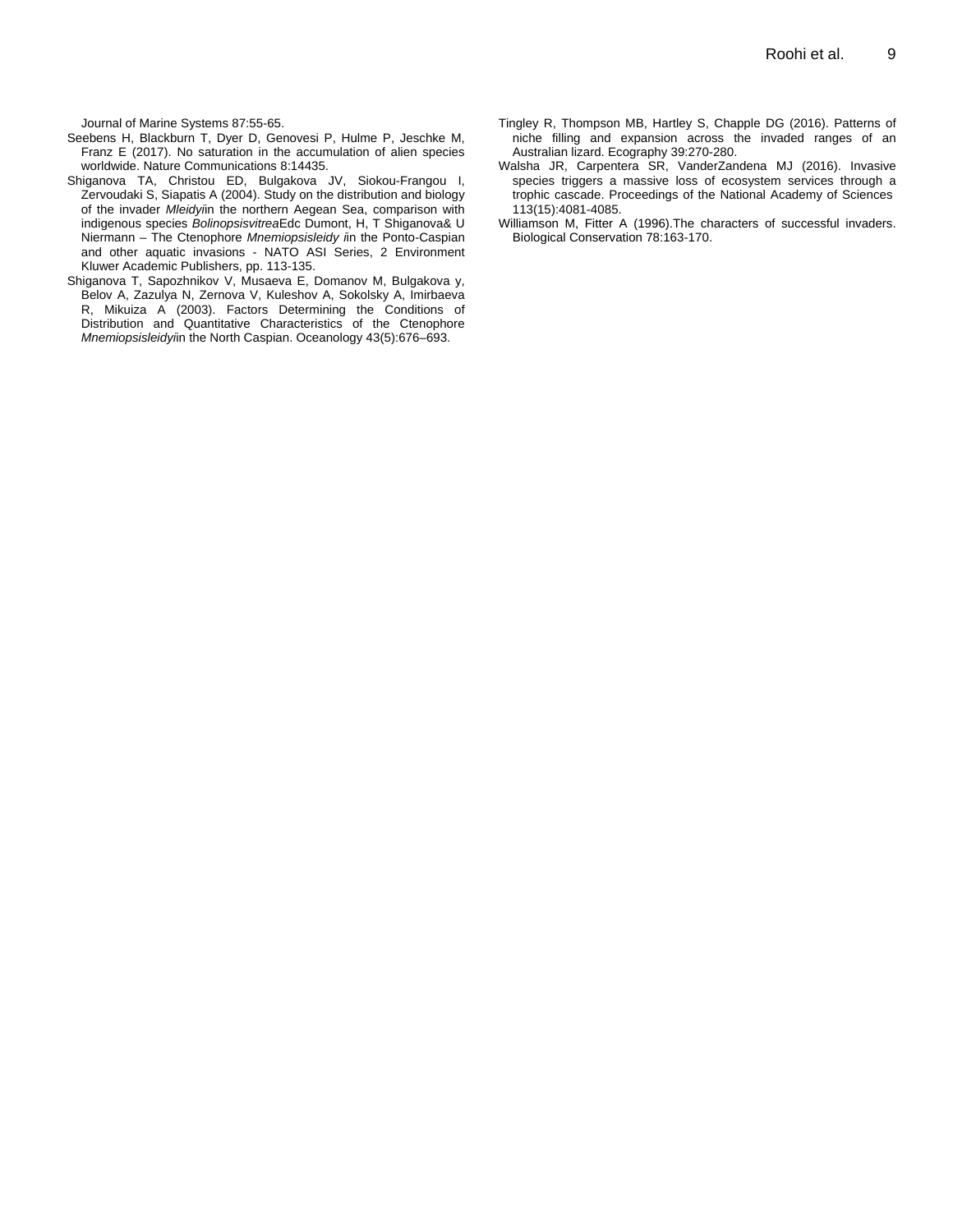Journal of Marine Systems 87:55-65.

Seebens H, Blackburn T, Dyer D, Genovesi P, Hulme P, Jeschke M, Franz E (2017). No saturation in the accumulation of alien species worldwide. Nature Communications 8:14435.

Shiganova TA, Christou ED, Bulgakova JV, Siokou-Frangou I, Zervoudaki S, Siapatis A (2004). Study on the distribution and biology of the invader *Mleidyi*in the northern Aegean Sea, comparison with indigenous species *Bolinopsisvitrea*Edc Dumont, H, T Shiganova& U Niermann – The Ctenophore *Mnemiopsisleidy i*in the Ponto-Caspian and other aquatic invasions - NATO ASI Series, 2 Environment Kluwer Academic Publishers, pp. 113-135.

Shiganova T, Sapozhnikov V, Musaeva E, Domanov M, Bulgakova y, Belov A, Zazulya N, Zernova V, Kuleshov A, Sokolsky A, Imirbaeva R, Mikuiza A (2003). Factors Determining the Conditions of Distribution and Quantitative Characteristics of the Ctenophore *Mnemiopsisleidyi*in the North Caspian. Oceanology 43(5):676–693.

Tingley R, Thompson MB, Hartley S, Chapple DG (2016). Patterns of niche filling and expansion across the invaded ranges of an Australian lizard. Ecography 39:270-280.

Walsha JR, Carpentera SR, VanderZandena MJ (2016). Invasive species triggers a massive loss of ecosystem services through a trophic cascade. Proceedings of the National Academy of Sciences 113(15):4081-4085.

Williamson M, Fitter A (1996).The characters of successful invaders. Biological Conservation 78:163-170.